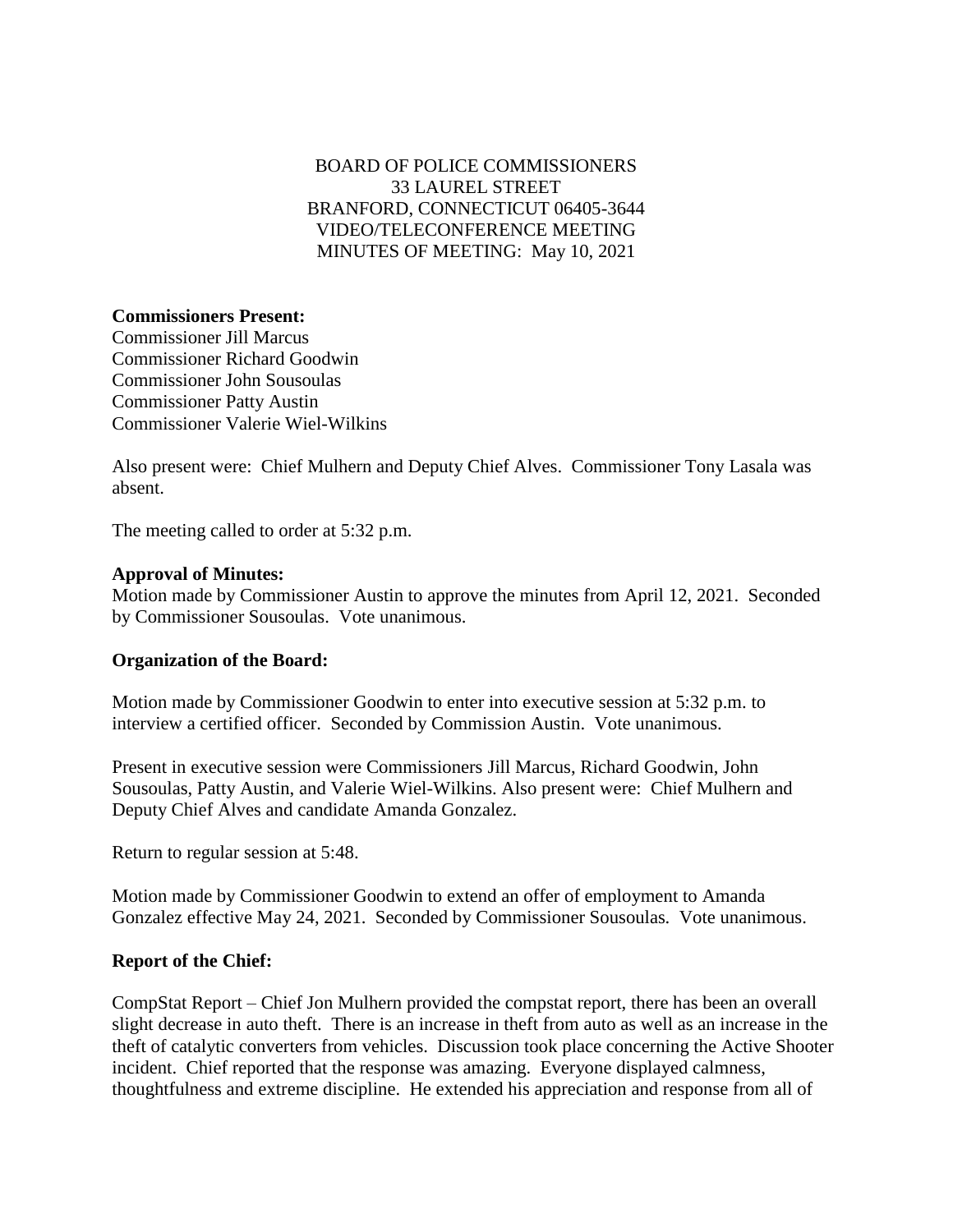BOARD OF POLICE COMMISSIONERS
33 LAUREL STREET
BRANFORD, CONNECTICUT 06405-3644
VIDEO/TELECONFERENCE MEETING
MINUTES OF MEETING: May 10, 2021

**Commissioners Present:**
Commissioner Jill Marcus
Commissioner Richard Goodwin
Commissioner John Sousoulas
Commissioner Patty Austin
Commissioner Valerie Wiel-Wilkins

Also present were: Chief Mulhern and Deputy Chief Alves. Commissioner Tony Lasala was absent.

The meeting called to order at 5:32 p.m.

**Approval of Minutes:**
Motion made by Commissioner Austin to approve the minutes from April 12, 2021. Seconded by Commissioner Sousoulas. Vote unanimous.

**Organization of the Board:**

Motion made by Commissioner Goodwin to enter into executive session at 5:32 p.m. to interview a certified officer. Seconded by Commission Austin. Vote unanimous.

Present in executive session were Commissioners Jill Marcus, Richard Goodwin, John Sousoulas, Patty Austin, and Valerie Wiel-Wilkins. Also present were: Chief Mulhern and Deputy Chief Alves and candidate Amanda Gonzalez.

Return to regular session at 5:48.

Motion made by Commissioner Goodwin to extend an offer of employment to Amanda Gonzalez effective May 24, 2021. Seconded by Commissioner Sousoulas. Vote unanimous.

**Report of the Chief:**

CompStat Report – Chief Jon Mulhern provided the compstat report, there has been an overall slight decrease in auto theft. There is an increase in theft from auto as well as an increase in the theft of catalytic converters from vehicles. Discussion took place concerning the Active Shooter incident. Chief reported that the response was amazing. Everyone displayed calmness, thoughtfulness and extreme discipline. He extended his appreciation and response from all of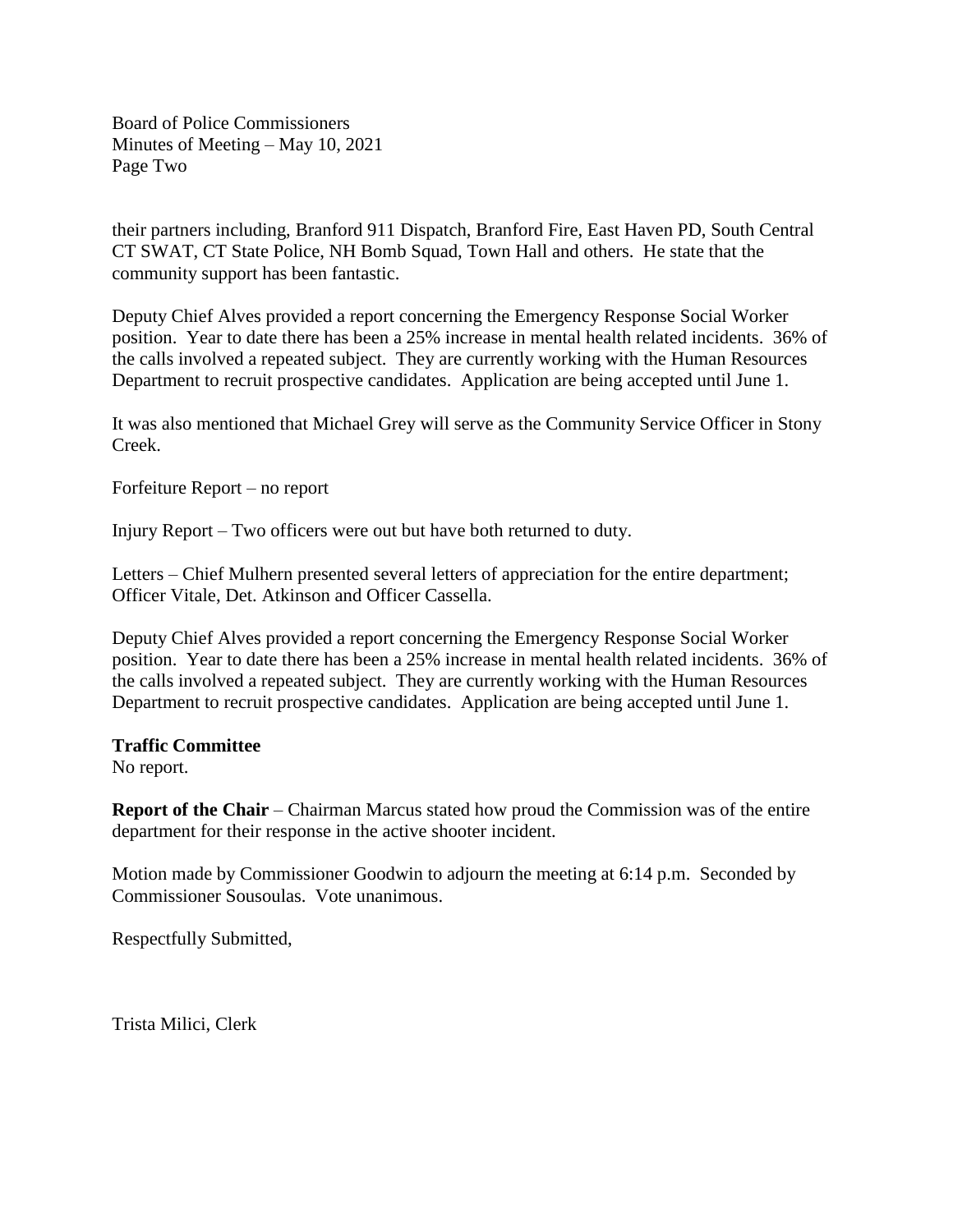their partners including, Branford 911 Dispatch, Branford Fire, East Haven PD, South Central CT SWAT, CT State Police, NH Bomb Squad, Town Hall and others. He state that the community support has been fantastic.

Deputy Chief Alves provided a report concerning the Emergency Response Social Worker position. Year to date there has been a 25% increase in mental health related incidents. 36% of the calls involved a repeated subject. They are currently working with the Human Resources Department to recruit prospective candidates. Application are being accepted until June 1.

It was also mentioned that Michael Grey will serve as the Community Service Officer in Stony Creek.

Forfeiture Report – no report

Injury Report – Two officers were out but have both returned to duty.

Letters – Chief Mulhern presented several letters of appreciation for the entire department; Officer Vitale, Det. Atkinson and Officer Cassella.

Deputy Chief Alves provided a report concerning the Emergency Response Social Worker position. Year to date there has been a 25% increase in mental health related incidents. 36% of the calls involved a repeated subject. They are currently working with the Human Resources Department to recruit prospective candidates. Application are being accepted until June 1.

**Traffic Committee**
No report.

**Report of the Chair** – Chairman Marcus stated how proud the Commission was of the entire department for their response in the active shooter incident.

Motion made by Commissioner Goodwin to adjourn the meeting at 6:14 p.m. Seconded by Commissioner Sousoulas. Vote unanimous.

Respectfully Submitted,

Trista Milici, Clerk